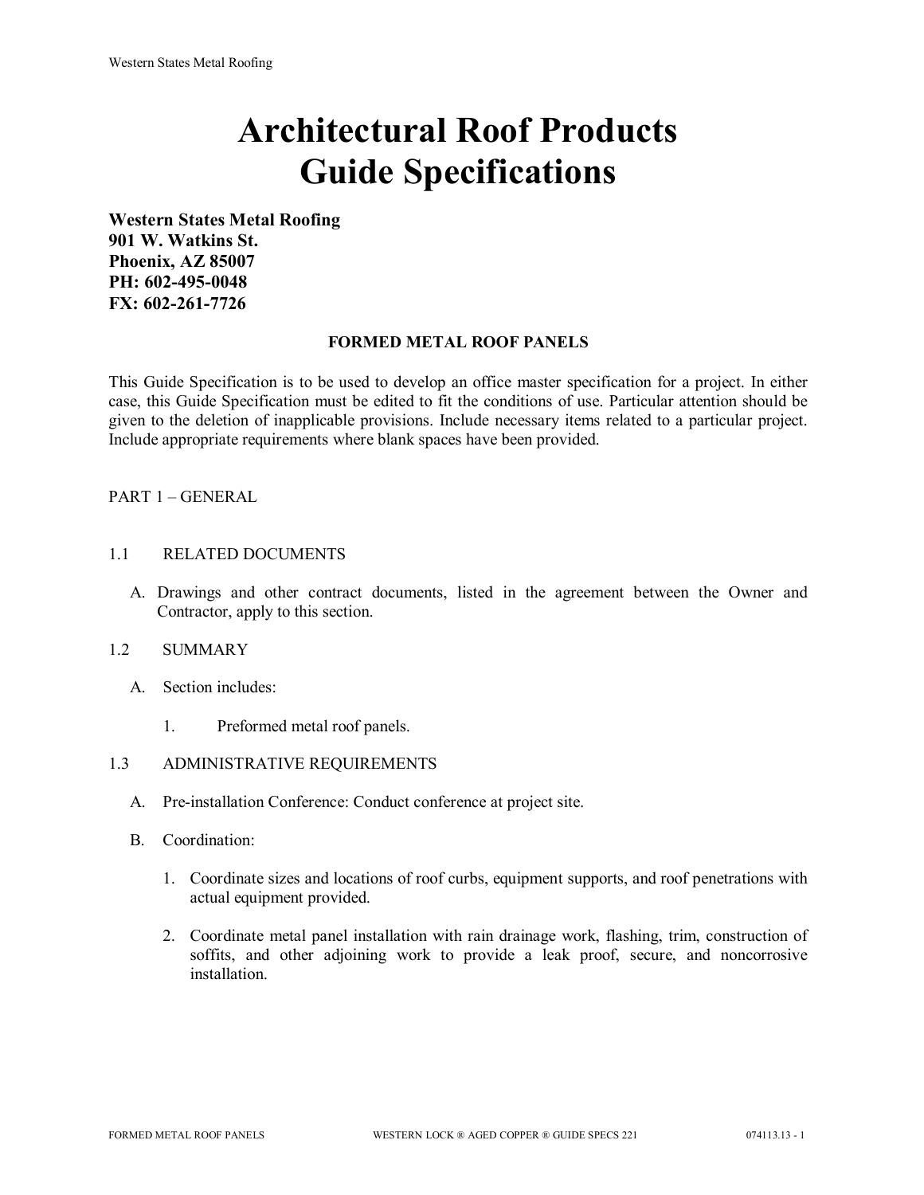# Architectural Roof Products
# Guide Specifications

**Western States Metal Roofing**
**901 W. Watkins St.**
**Phoenix, AZ 85007**
**PH: 602-495-0048**
**FX: 602-261-7726**

**FORMED METAL ROOF PANELS**

This Guide Specification is to be used to develop an office master specification for a project. In either case, this Guide Specification must be edited to fit the conditions of use. Particular attention should be given to the deletion of inapplicable provisions. Include necessary items related to a particular project. Include appropriate requirements where blank spaces have been provided.

PART 1 – GENERAL

1.1 RELATED DOCUMENTS

A. Drawings and other contract documents, listed in the agreement between the Owner and Contractor, apply to this section.

1.2 SUMMARY

A. Section includes:

1. Preformed metal roof panels.

1.3 ADMINISTRATIVE REQUIREMENTS

A. Pre-installation Conference: Conduct conference at project site.

B. Coordination:

1. Coordinate sizes and locations of roof curbs, equipment supports, and roof penetrations with actual equipment provided.

2. Coordinate metal panel installation with rain drainage work, flashing, trim, construction of soffits, and other adjoining work to provide a leak proof, secure, and noncorrosive installation.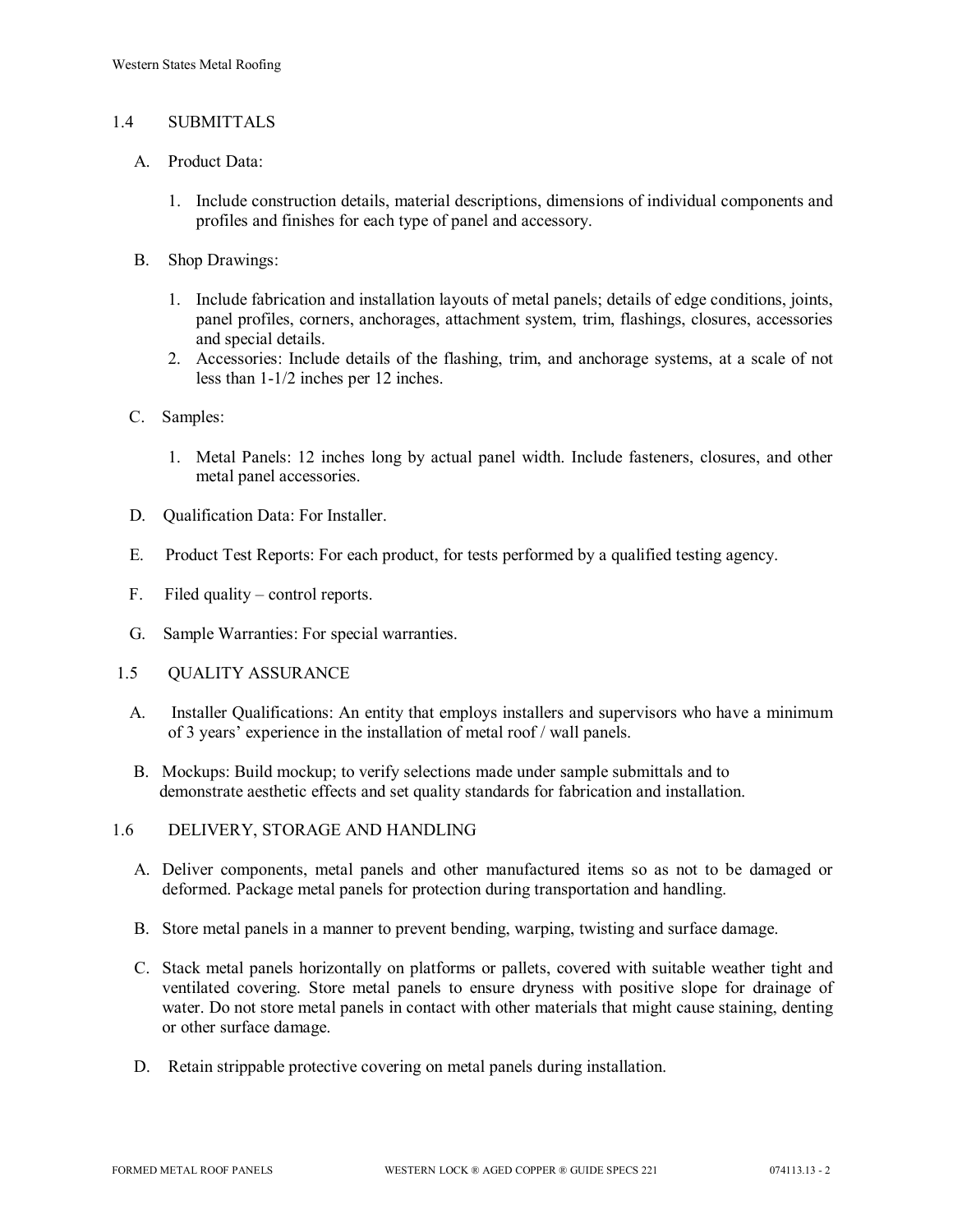## 1.4 SUBMITTALS

A. Product Data:

1. Include construction details, material descriptions, dimensions of individual components and profiles and finishes for each type of panel and accessory.

B. Shop Drawings:

1. Include fabrication and installation layouts of metal panels; details of edge conditions, joints, panel profiles, corners, anchorages, attachment system, trim, flashings, closures, accessories and special details.
2. Accessories: Include details of the flashing, trim, and anchorage systems, at a scale of not less than 1-1/2 inches per 12 inches.

C. Samples:

1. Metal Panels: 12 inches long by actual panel width. Include fasteners, closures, and other metal panel accessories.

D. Qualification Data: For Installer.

E. Product Test Reports: For each product, for tests performed by a qualified testing agency.

F. Filed quality – control reports.

G. Sample Warranties: For special warranties.

## 1.5 QUALITY ASSURANCE

A. Installer Qualifications: An entity that employs installers and supervisors who have a minimum of 3 years' experience in the installation of metal roof / wall panels.

B. Mockups: Build mockup; to verify selections made under sample submittals and to demonstrate aesthetic effects and set quality standards for fabrication and installation.

## 1.6 DELIVERY, STORAGE AND HANDLING

A. Deliver components, metal panels and other manufactured items so as not to be damaged or deformed. Package metal panels for protection during transportation and handling.

B. Store metal panels in a manner to prevent bending, warping, twisting and surface damage.

C. Stack metal panels horizontally on platforms or pallets, covered with suitable weather tight and ventilated covering. Store metal panels to ensure dryness with positive slope for drainage of water. Do not store metal panels in contact with other materials that might cause staining, denting or other surface damage.

D. Retain strippable protective covering on metal panels during installation.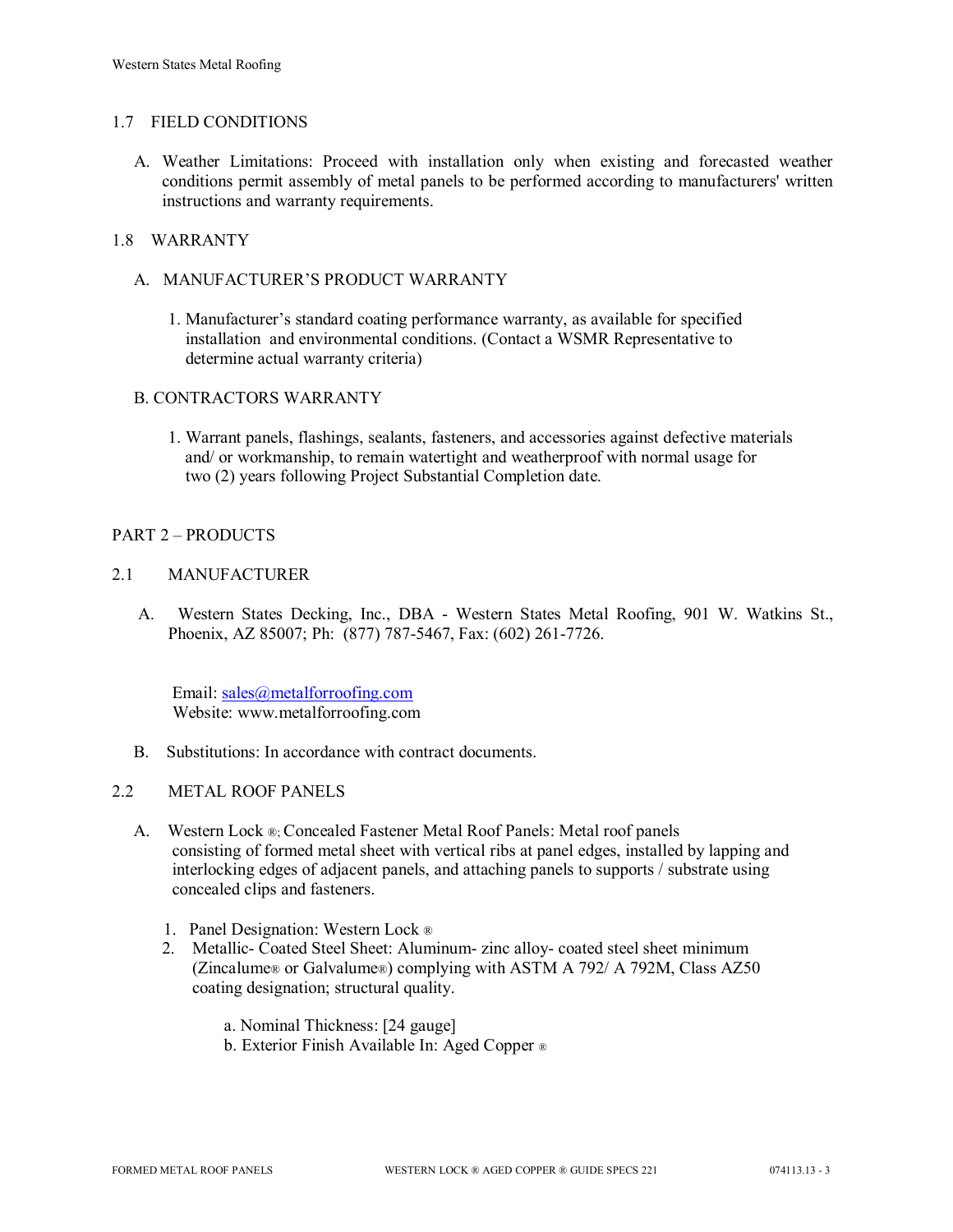## 1.7 FIELD CONDITIONS

A. Weather Limitations: Proceed with installation only when existing and forecasted weather conditions permit assembly of metal panels to be performed according to manufacturers' written instructions and warranty requirements.

## 1.8 WARRANTY

A. MANUFACTURER'S PRODUCT WARRANTY

1. Manufacturer's standard coating performance warranty, as available for specified installation and environmental conditions. (Contact a WSMR Representative to determine actual warranty criteria)

B. CONTRACTORS WARRANTY

1. Warrant panels, flashings, sealants, fasteners, and accessories against defective materials and/ or workmanship, to remain watertight and weatherproof with normal usage for two (2) years following Project Substantial Completion date.

# PART 2 – PRODUCTS

## 2.1 MANUFACTURER

A. Western States Decking, Inc., DBA - Western States Metal Roofing, 901 W. Watkins St., Phoenix, AZ 85007; Ph: (877) 787-5467, Fax: (602) 261-7726.

Email: sales@metalforroofing.com
Website: www.metalforroofing.com

B. Substitutions: In accordance with contract documents.

## 2.2 METAL ROOF PANELS

A. Western Lock ®; Concealed Fastener Metal Roof Panels: Metal roof panels consisting of formed metal sheet with vertical ribs at panel edges, installed by lapping and interlocking edges of adjacent panels, and attaching panels to supports / substrate using concealed clips and fasteners.

1. Panel Designation: Western Lock ®
2. Metallic- Coated Steel Sheet: Aluminum- zinc alloy- coated steel sheet minimum (Zincalume® or Galvalume®) complying with ASTM A 792/ A 792M, Class AZ50 coating designation; structural quality.

   a. Nominal Thickness: [24 gauge]
   b. Exterior Finish Available In: Aged Copper ®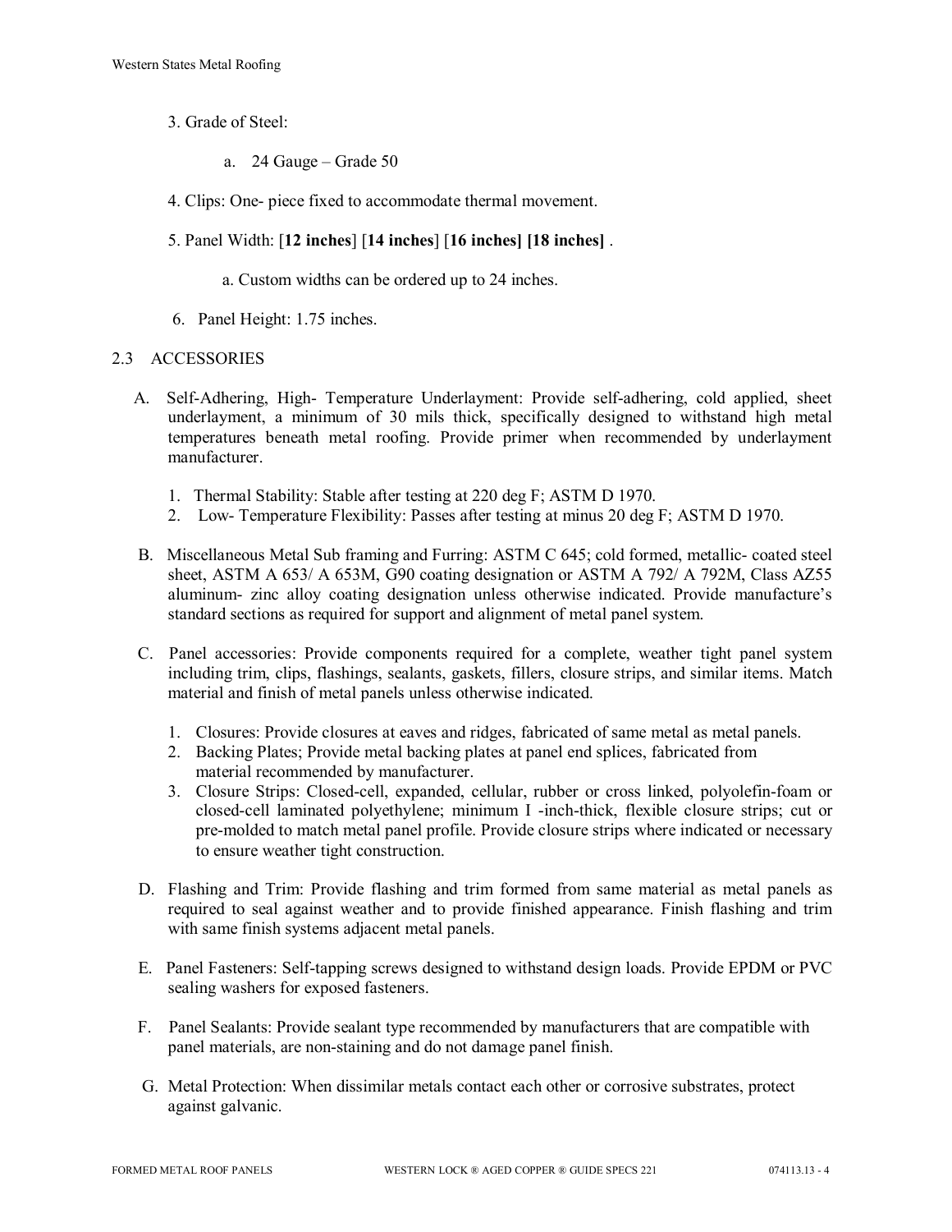3. Grade of Steel:

   a. 24 Gauge – Grade 50

4. Clips: One- piece fixed to accommodate thermal movement.

5. Panel Width: [**12 inches**] [**14 inches**] [**16 inches] [18 inches]** .

   a. Custom widths can be ordered up to 24 inches.

6. Panel Height: 1.75 inches.

## 2.3 ACCESSORIES

A. Self-Adhering, High- Temperature Underlayment: Provide self-adhering, cold applied, sheet underlayment, a minimum of 30 mils thick, specifically designed to withstand high metal temperatures beneath metal roofing. Provide primer when recommended by underlayment manufacturer.

   1. Thermal Stability: Stable after testing at 220 deg F; ASTM D 1970.
   2. Low- Temperature Flexibility: Passes after testing at minus 20 deg F; ASTM D 1970.

B. Miscellaneous Metal Sub framing and Furring: ASTM C 645; cold formed, metallic- coated steel sheet, ASTM A 653/ A 653M, G90 coating designation or ASTM A 792/ A 792M, Class AZ55 aluminum- zinc alloy coating designation unless otherwise indicated. Provide manufacture's standard sections as required for support and alignment of metal panel system.

C. Panel accessories: Provide components required for a complete, weather tight panel system including trim, clips, flashings, sealants, gaskets, fillers, closure strips, and similar items. Match material and finish of metal panels unless otherwise indicated.

   1. Closures: Provide closures at eaves and ridges, fabricated of same metal as metal panels.
   2. Backing Plates; Provide metal backing plates at panel end splices, fabricated from material recommended by manufacturer.
   3. Closure Strips: Closed-cell, expanded, cellular, rubber or cross linked, polyolefin-foam or closed-cell laminated polyethylene; minimum I -inch-thick, flexible closure strips; cut or pre-molded to match metal panel profile. Provide closure strips where indicated or necessary to ensure weather tight construction.

D. Flashing and Trim: Provide flashing and trim formed from same material as metal panels as required to seal against weather and to provide finished appearance. Finish flashing and trim with same finish systems adjacent metal panels.

E. Panel Fasteners: Self-tapping screws designed to withstand design loads. Provide EPDM or PVC sealing washers for exposed fasteners.

F. Panel Sealants: Provide sealant type recommended by manufacturers that are compatible with panel materials, are non-staining and do not damage panel finish.

G. Metal Protection: When dissimilar metals contact each other or corrosive substrates, protect against galvanic.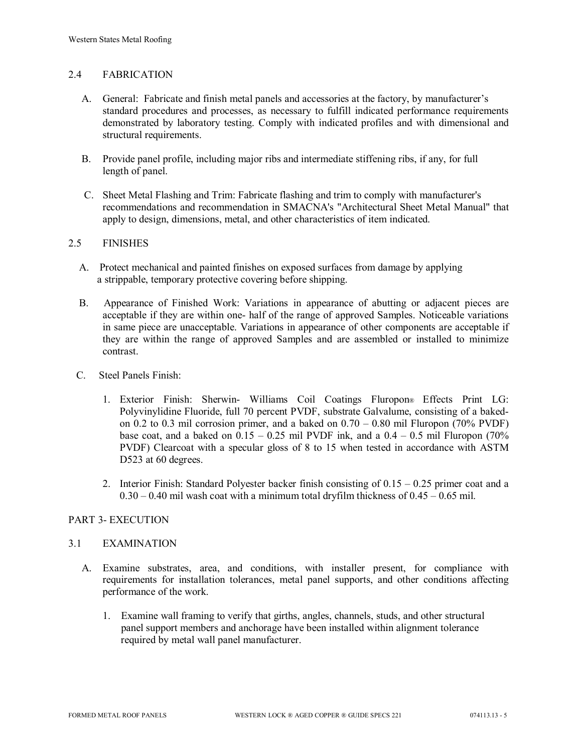## 2.4 FABRICATION

A. General: Fabricate and finish metal panels and accessories at the factory, by manufacturer's standard procedures and processes, as necessary to fulfill indicated performance requirements demonstrated by laboratory testing. Comply with indicated profiles and with dimensional and structural requirements.

B. Provide panel profile, including major ribs and intermediate stiffening ribs, if any, for full length of panel.

C. Sheet Metal Flashing and Trim: Fabricate flashing and trim to comply with manufacturer's recommendations and recommendation in SMACNA's "Architectural Sheet Metal Manual" that apply to design, dimensions, metal, and other characteristics of item indicated.

## 2.5 FINISHES

A. Protect mechanical and painted finishes on exposed surfaces from damage by applying a strippable, temporary protective covering before shipping.

B. Appearance of Finished Work: Variations in appearance of abutting or adjacent pieces are acceptable if they are within one- half of the range of approved Samples. Noticeable variations in same piece are unacceptable. Variations in appearance of other components are acceptable if they are within the range of approved Samples and are assembled or installed to minimize contrast.

C. Steel Panels Finish:

1. Exterior Finish: Sherwin- Williams Coil Coatings Fluropon® Effects Print LG: Polyvinylidine Fluoride, full 70 percent PVDF, substrate Galvalume, consisting of a baked-on 0.2 to 0.3 mil corrosion primer, and a baked on 0.70 – 0.80 mil Fluropon (70% PVDF) base coat, and a baked on 0.15 – 0.25 mil PVDF ink, and a 0.4 – 0.5 mil Fluropon (70% PVDF) Clearcoat with a specular gloss of 8 to 15 when tested in accordance with ASTM D523 at 60 degrees.

2. Interior Finish: Standard Polyester backer finish consisting of 0.15 – 0.25 primer coat and a 0.30 – 0.40 mil wash coat with a minimum total dryfilm thickness of 0.45 – 0.65 mil.

# PART 3- EXECUTION

## 3.1 EXAMINATION

A. Examine substrates, area, and conditions, with installer present, for compliance with requirements for installation tolerances, metal panel supports, and other conditions affecting performance of the work.

1. Examine wall framing to verify that girths, angles, channels, studs, and other structural panel support members and anchorage have been installed within alignment tolerance required by metal wall panel manufacturer.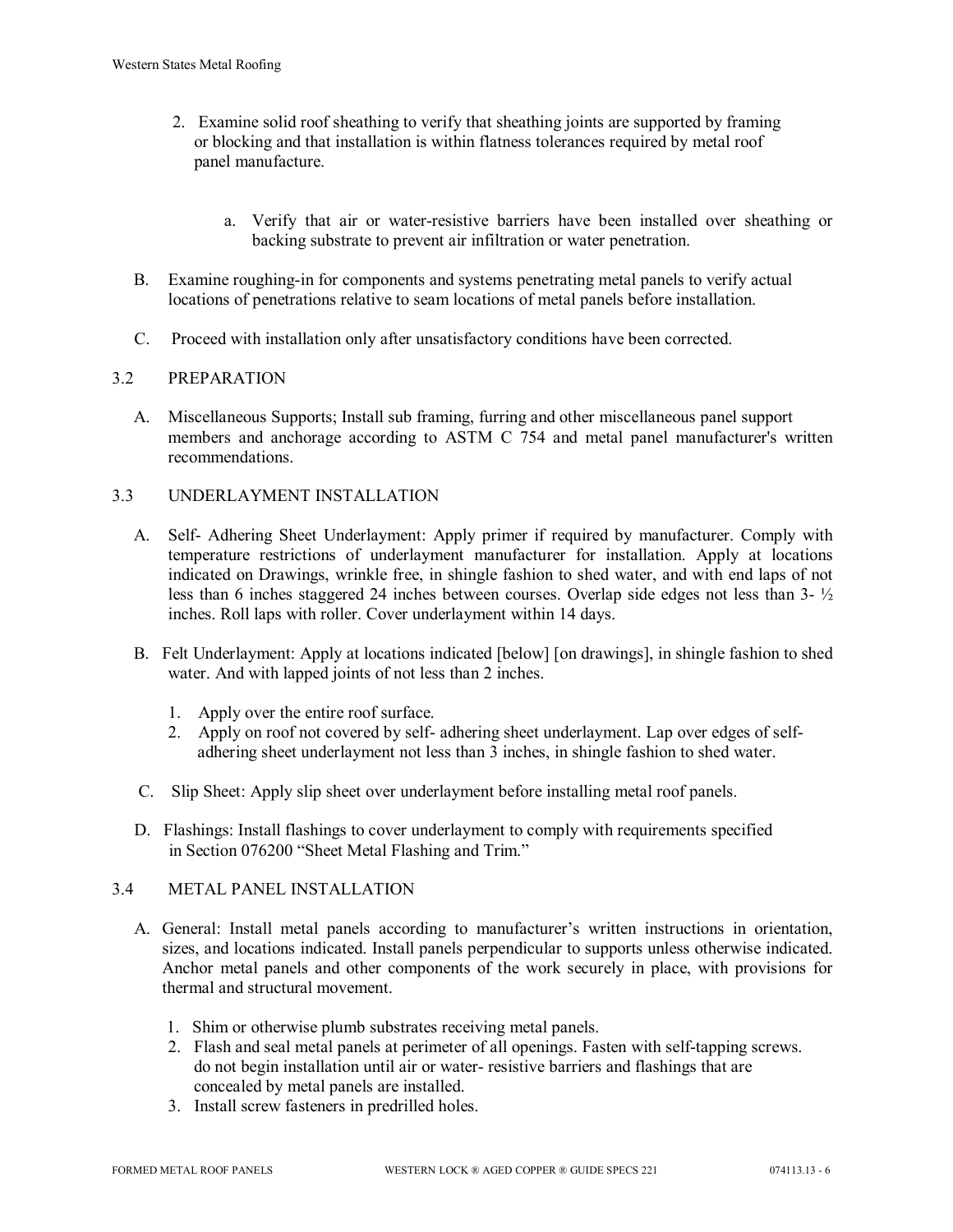2. Examine solid roof sheathing to verify that sheathing joints are supported by framing or blocking and that installation is within flatness tolerances required by metal roof panel manufacture.

   a. Verify that air or water-resistive barriers have been installed over sheathing or backing substrate to prevent air infiltration or water penetration.

B. Examine roughing-in for components and systems penetrating metal panels to verify actual locations of penetrations relative to seam locations of metal panels before installation.

C. Proceed with installation only after unsatisfactory conditions have been corrected.

## 3.2 PREPARATION

A. Miscellaneous Supports; Install sub framing, furring and other miscellaneous panel support members and anchorage according to ASTM C 754 and metal panel manufacturer's written recommendations.

## 3.3 UNDERLAYMENT INSTALLATION

A. Self- Adhering Sheet Underlayment: Apply primer if required by manufacturer. Comply with temperature restrictions of underlayment manufacturer for installation. Apply at locations indicated on Drawings, wrinkle free, in shingle fashion to shed water, and with end laps of not less than 6 inches staggered 24 inches between courses. Overlap side edges not less than 3- ½ inches. Roll laps with roller. Cover underlayment within 14 days.

B. Felt Underlayment: Apply at locations indicated [below] [on drawings], in shingle fashion to shed water. And with lapped joints of not less than 2 inches.

   1. Apply over the entire roof surface.
   2. Apply on roof not covered by self- adhering sheet underlayment. Lap over edges of self-adhering sheet underlayment not less than 3 inches, in shingle fashion to shed water.

C. Slip Sheet: Apply slip sheet over underlayment before installing metal roof panels.

D. Flashings: Install flashings to cover underlayment to comply with requirements specified in Section 076200 "Sheet Metal Flashing and Trim."

## 3.4 METAL PANEL INSTALLATION

A. General: Install metal panels according to manufacturer's written instructions in orientation, sizes, and locations indicated. Install panels perpendicular to supports unless otherwise indicated. Anchor metal panels and other components of the work securely in place, with provisions for thermal and structural movement.

   1. Shim or otherwise plumb substrates receiving metal panels.
   2. Flash and seal metal panels at perimeter of all openings. Fasten with self-tapping screws. do not begin installation until air or water- resistive barriers and flashings that are concealed by metal panels are installed.
   3. Install screw fasteners in predrilled holes.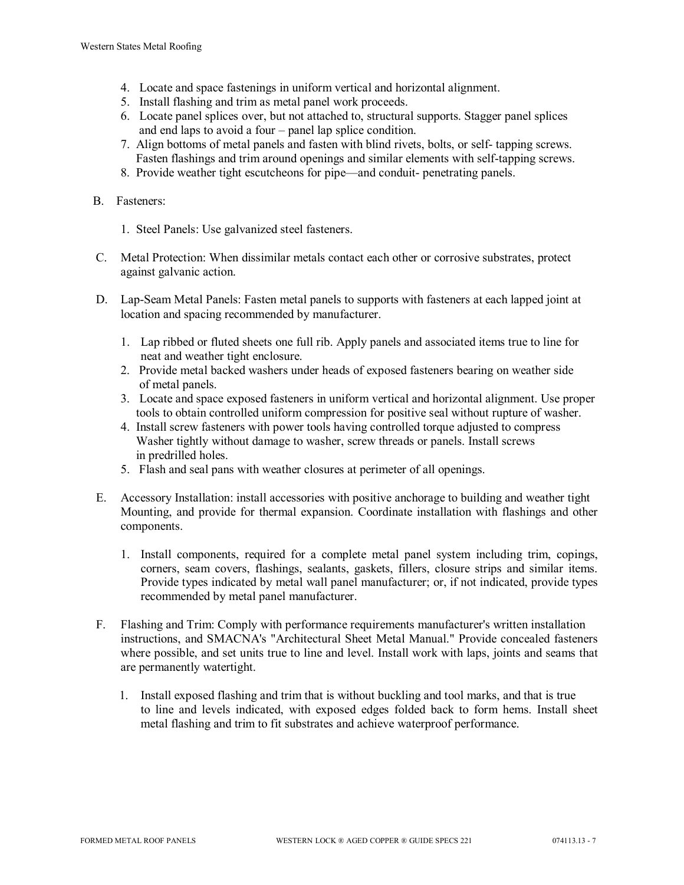4. Locate and space fastenings in uniform vertical and horizontal alignment.
5. Install flashing and trim as metal panel work proceeds.
6. Locate panel splices over, but not attached to, structural supports. Stagger panel splices and end laps to avoid a four – panel lap splice condition.
7. Align bottoms of metal panels and fasten with blind rivets, bolts, or self- tapping screws. Fasten flashings and trim around openings and similar elements with self-tapping screws.
8. Provide weather tight escutcheons for pipe—and conduit- penetrating panels.

B. Fasteners:

1. Steel Panels: Use galvanized steel fasteners.

C. Metal Protection: When dissimilar metals contact each other or corrosive substrates, protect against galvanic action.

D. Lap-Seam Metal Panels: Fasten metal panels to supports with fasteners at each lapped joint at location and spacing recommended by manufacturer.

1. Lap ribbed or fluted sheets one full rib. Apply panels and associated items true to line for neat and weather tight enclosure.
2. Provide metal backed washers under heads of exposed fasteners bearing on weather side of metal panels.
3. Locate and space exposed fasteners in uniform vertical and horizontal alignment. Use proper tools to obtain controlled uniform compression for positive seal without rupture of washer.
4. Install screw fasteners with power tools having controlled torque adjusted to compress Washer tightly without damage to washer, screw threads or panels. Install screws in predrilled holes.
5. Flash and seal pans with weather closures at perimeter of all openings.

E. Accessory Installation: install accessories with positive anchorage to building and weather tight Mounting, and provide for thermal expansion. Coordinate installation with flashings and other components.

1. Install components, required for a complete metal panel system including trim, copings, corners, seam covers, flashings, sealants, gaskets, fillers, closure strips and similar items. Provide types indicated by metal wall panel manufacturer; or, if not indicated, provide types recommended by metal panel manufacturer.

F. Flashing and Trim: Comply with performance requirements manufacturer's written installation instructions, and SMACNA's "Architectural Sheet Metal Manual." Provide concealed fasteners where possible, and set units true to line and level. Install work with laps, joints and seams that are permanently watertight.

1. Install exposed flashing and trim that is without buckling and tool marks, and that is true to line and levels indicated, with exposed edges folded back to form hems. Install sheet metal flashing and trim to fit substrates and achieve waterproof performance.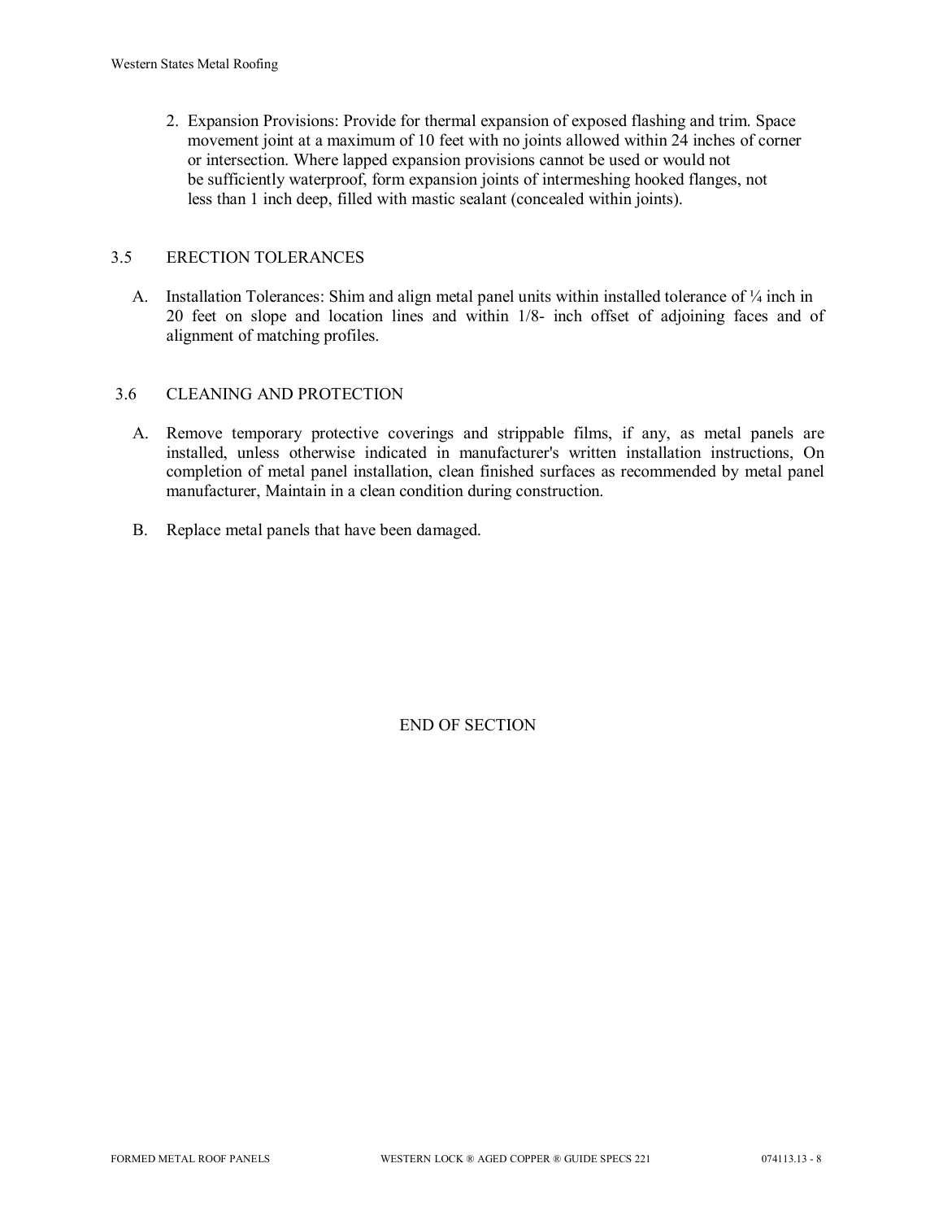2. Expansion Provisions: Provide for thermal expansion of exposed flashing and trim. Space movement joint at a maximum of 10 feet with no joints allowed within 24 inches of corner or intersection. Where lapped expansion provisions cannot be used or would not be sufficiently waterproof, form expansion joints of intermeshing hooked flanges, not less than 1 inch deep, filled with mastic sealant (concealed within joints).

## 3.5 ERECTION TOLERANCES

A. Installation Tolerances: Shim and align metal panel units within installed tolerance of ¼ inch in 20 feet on slope and location lines and within 1/8- inch offset of adjoining faces and of alignment of matching profiles.

## 3.6 CLEANING AND PROTECTION

A. Remove temporary protective coverings and strippable films, if any, as metal panels are installed, unless otherwise indicated in manufacturer's written installation instructions, On completion of metal panel installation, clean finished surfaces as recommended by metal panel manufacturer, Maintain in a clean condition during construction.

B. Replace metal panels that have been damaged.

END OF SECTION